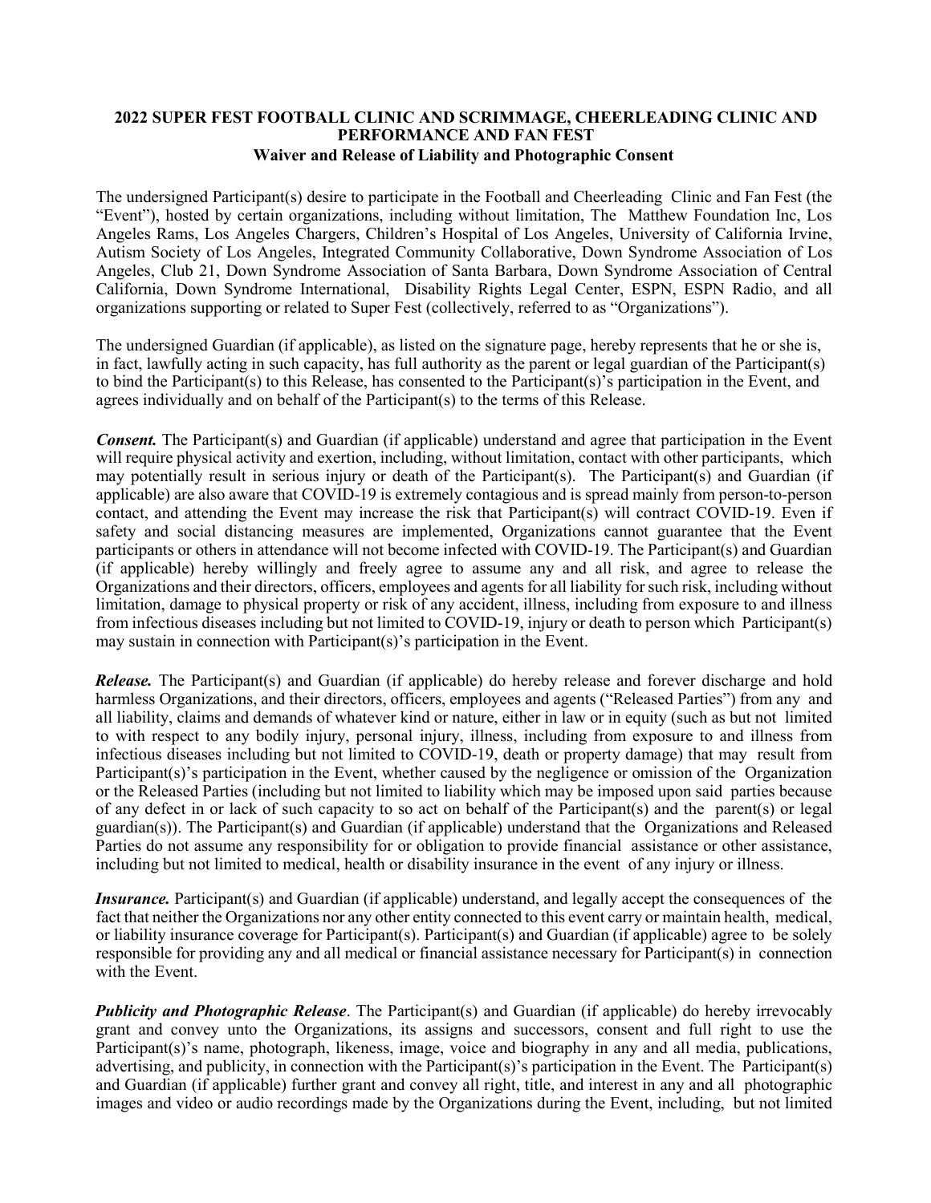**2022 SUPER FEST FOOTBALL CLINIC AND SCRIMMAGE, CHEERLEADING CLINIC AND PERFORMANCE AND FAN FEST**
**Waiver and Release of Liability and Photographic Consent**

The undersigned Participant(s) desire to participate in the Football and Cheerleading Clinic and Fan Fest (the "Event"), hosted by certain organizations, including without limitation, The Matthew Foundation Inc, Los Angeles Rams, Los Angeles Chargers, Children's Hospital of Los Angeles, University of California Irvine, Autism Society of Los Angeles, Integrated Community Collaborative, Down Syndrome Association of Los Angeles, Club 21, Down Syndrome Association of Santa Barbara, Down Syndrome Association of Central California, Down Syndrome International, Disability Rights Legal Center, ESPN, ESPN Radio, and all organizations supporting or related to Super Fest (collectively, referred to as "Organizations").

The undersigned Guardian (if applicable), as listed on the signature page, hereby represents that he or she is, in fact, lawfully acting in such capacity, has full authority as the parent or legal guardian of the Participant(s) to bind the Participant(s) to this Release, has consented to the Participant(s)'s participation in the Event, and agrees individually and on behalf of the Participant(s) to the terms of this Release.

***Consent.*** The Participant(s) and Guardian (if applicable) understand and agree that participation in the Event will require physical activity and exertion, including, without limitation, contact with other participants, which may potentially result in serious injury or death of the Participant(s). The Participant(s) and Guardian (if applicable) are also aware that COVID-19 is extremely contagious and is spread mainly from person-to-person contact, and attending the Event may increase the risk that Participant(s) will contract COVID-19. Even if safety and social distancing measures are implemented, Organizations cannot guarantee that the Event participants or others in attendance will not become infected with COVID-19. The Participant(s) and Guardian (if applicable) hereby willingly and freely agree to assume any and all risk, and agree to release the Organizations and their directors, officers, employees and agents for all liability for such risk, including without limitation, damage to physical property or risk of any accident, illness, including from exposure to and illness from infectious diseases including but not limited to COVID-19, injury or death to person which Participant(s) may sustain in connection with Participant(s)'s participation in the Event.

***Release.*** The Participant(s) and Guardian (if applicable) do hereby release and forever discharge and hold harmless Organizations, and their directors, officers, employees and agents ("Released Parties") from any and all liability, claims and demands of whatever kind or nature, either in law or in equity (such as but not limited to with respect to any bodily injury, personal injury, illness, including from exposure to and illness from infectious diseases including but not limited to COVID-19, death or property damage) that may result from Participant(s)'s participation in the Event, whether caused by the negligence or omission of the Organization or the Released Parties (including but not limited to liability which may be imposed upon said parties because of any defect in or lack of such capacity to so act on behalf of the Participant(s) and the parent(s) or legal guardian(s)). The Participant(s) and Guardian (if applicable) understand that the Organizations and Released Parties do not assume any responsibility for or obligation to provide financial assistance or other assistance, including but not limited to medical, health or disability insurance in the event of any injury or illness.

***Insurance.*** Participant(s) and Guardian (if applicable) understand, and legally accept the consequences of the fact that neither the Organizations nor any other entity connected to this event carry or maintain health, medical, or liability insurance coverage for Participant(s). Participant(s) and Guardian (if applicable) agree to be solely responsible for providing any and all medical or financial assistance necessary for Participant(s) in connection with the Event.

***Publicity and Photographic Release***. The Participant(s) and Guardian (if applicable) do hereby irrevocably grant and convey unto the Organizations, its assigns and successors, consent and full right to use the Participant(s)'s name, photograph, likeness, image, voice and biography in any and all media, publications, advertising, and publicity, in connection with the Participant(s)'s participation in the Event. The Participant(s) and Guardian (if applicable) further grant and convey all right, title, and interest in any and all photographic images and video or audio recordings made by the Organizations during the Event, including, but not limited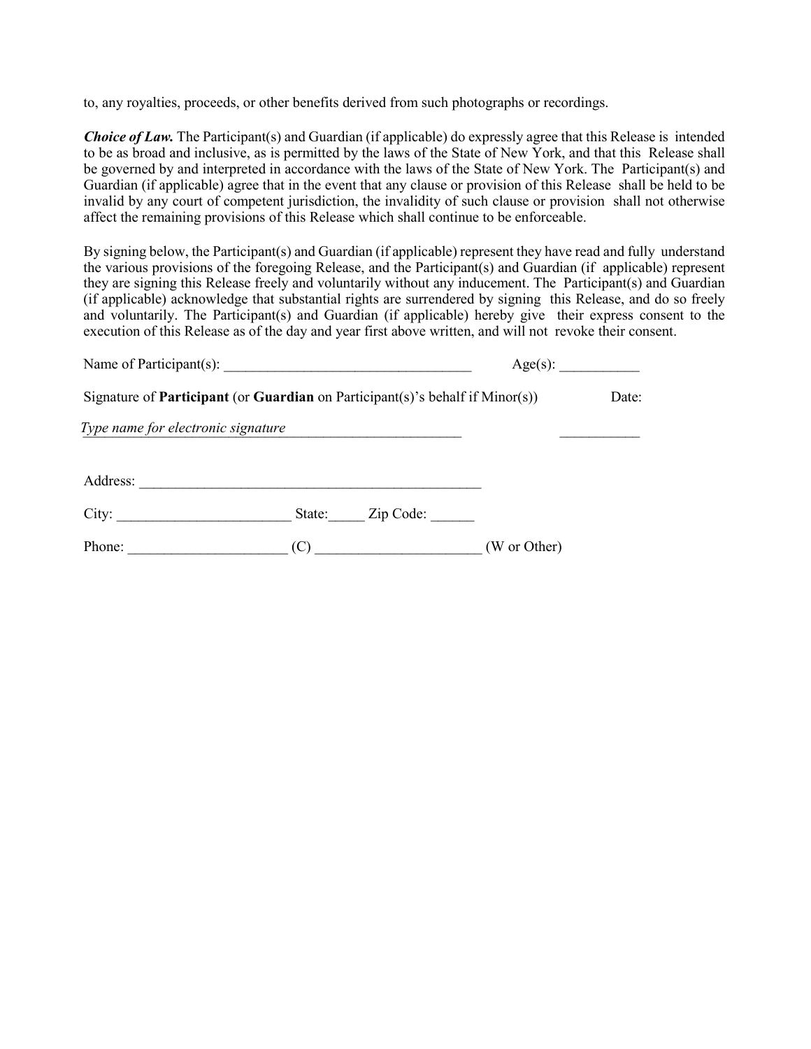to, any royalties, proceeds, or other benefits derived from such photographs or recordings.

***Choice of Law.*** The Participant(s) and Guardian (if applicable) do expressly agree that this Release is intended to be as broad and inclusive, as is permitted by the laws of the State of New York, and that this Release shall be governed by and interpreted in accordance with the laws of the State of New York. The Participant(s) and Guardian (if applicable) agree that in the event that any clause or provision of this Release shall be held to be invalid by any court of competent jurisdiction, the invalidity of such clause or provision shall not otherwise affect the remaining provisions of this Release which shall continue to be enforceable.

By signing below, the Participant(s) and Guardian (if applicable) represent they have read and fully understand the various provisions of the foregoing Release, and the Participant(s) and Guardian (if applicable) represent they are signing this Release freely and voluntarily without any inducement. The Participant(s) and Guardian (if applicable) acknowledge that substantial rights are surrendered by signing this Release, and do so freely and voluntarily. The Participant(s) and Guardian (if applicable) hereby give their express consent to the execution of this Release as of the day and year first above written, and will not revoke their consent.

Name of Participant(s): ___________________________________ Age(s): ___________

Signature of **Participant** (or **Guardian** on Participant(s)'s behalf if Minor(s)) Date:

*Type name for electronic signature*___________________________ ___________

Address: _________________________________________________

City: ________________________ State:_____ Zip Code: ______

Phone: ______________________ (C) _______________________ (W or Other)